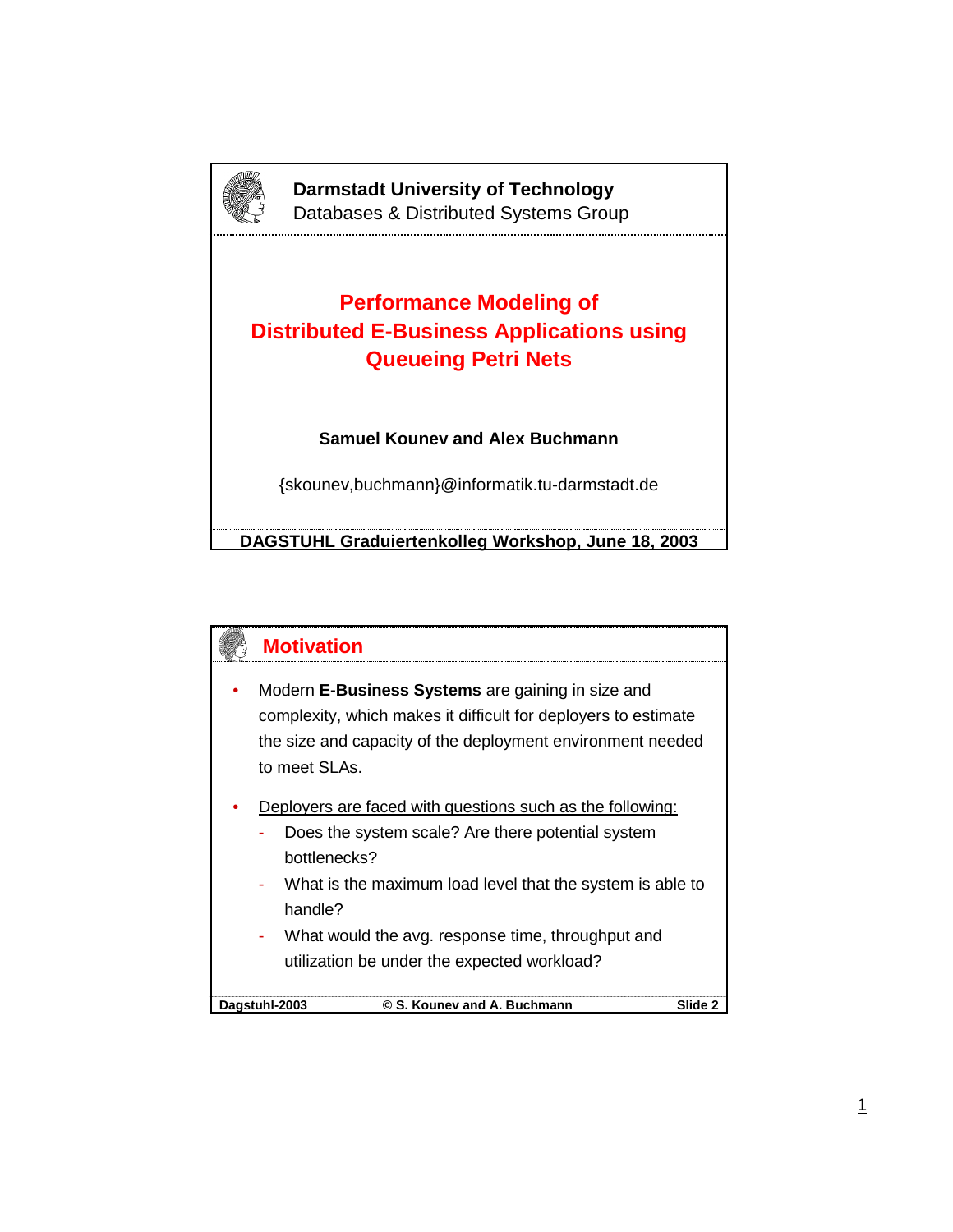**Darmstadt University of Technology**
Databases & Distributed Systems Group

# Performance Modeling of Distributed E-Business Applications using Queueing Petri Nets

**Samuel Kounev and Alex Buchmann**

{skounev,buchmann}@informatik.tu-darmstadt.de

**DAGSTUHL Graduiertenkolleg Workshop, June 18, 2003**

## Motivation

- Modern **E-Business Systems** are gaining in size and complexity, which makes it difficult for deployers to estimate the size and capacity of the deployment environment needed to meet SLAs.
- Deployers are faced with questions such as the following:
  - Does the system scale? Are there potential system bottlenecks?
  - What is the maximum load level that the system is able to handle?
  - What would the avg. response time, throughput and utilization be under the expected workload?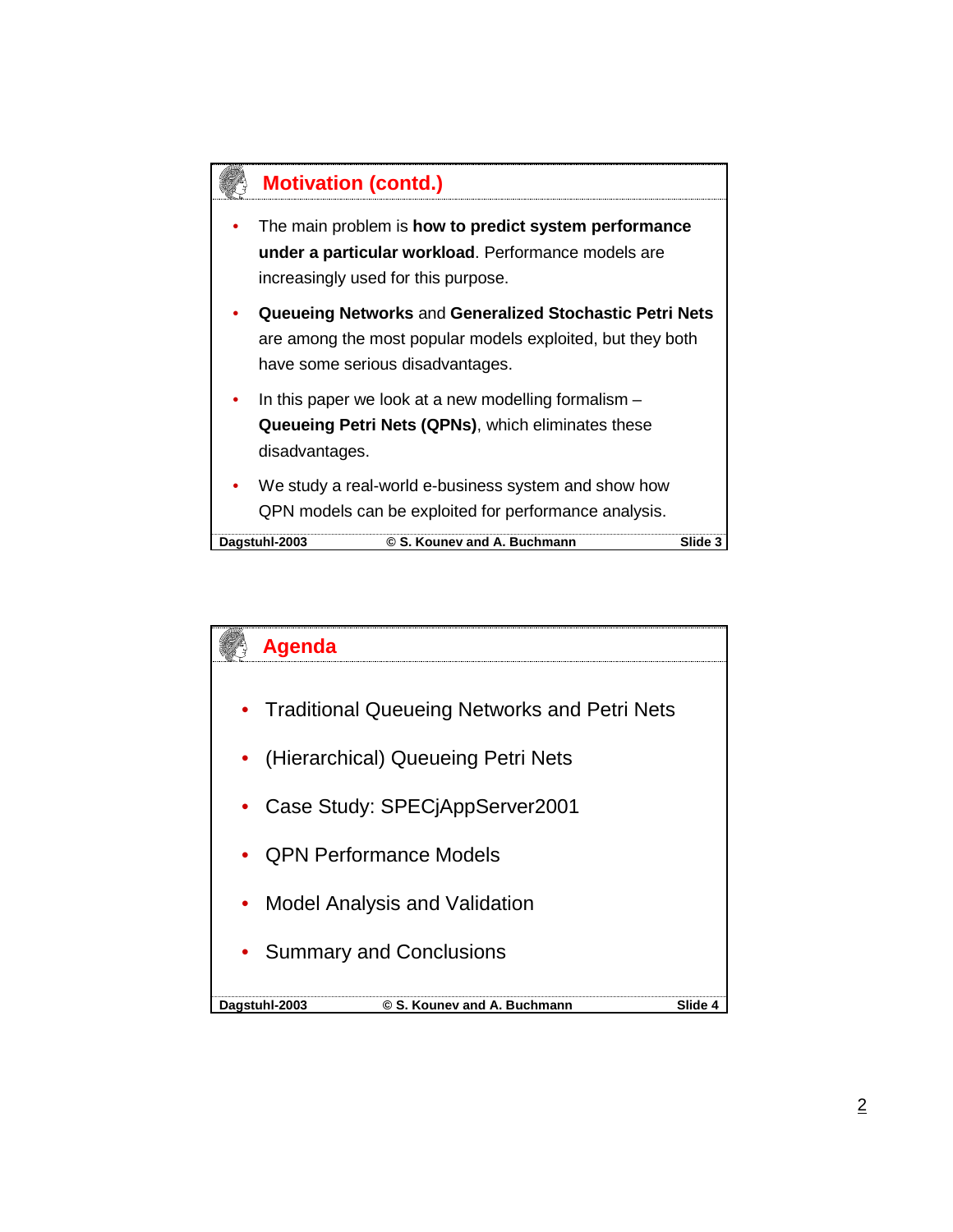## Motivation (contd.)

- The main problem is **how to predict system performance under a particular workload**. Performance models are increasingly used for this purpose.
- **Queueing Networks** and **Generalized Stochastic Petri Nets** are among the most popular models exploited, but they both have some serious disadvantages.
- In this paper we look at a new modelling formalism – **Queueing Petri Nets (QPNs)**, which eliminates these disadvantages.
- We study a real-world e-business system and show how QPN models can be exploited for performance analysis.

Dagstuhl-2003 © S. Kounev and A. Buchmann Slide 3

## Agenda

- Traditional Queueing Networks and Petri Nets
- (Hierarchical) Queueing Petri Nets
- Case Study: SPECjAppServer2001
- QPN Performance Models
- Model Analysis and Validation
- Summary and Conclusions

Dagstuhl-2003 © S. Kounev and A. Buchmann Slide 4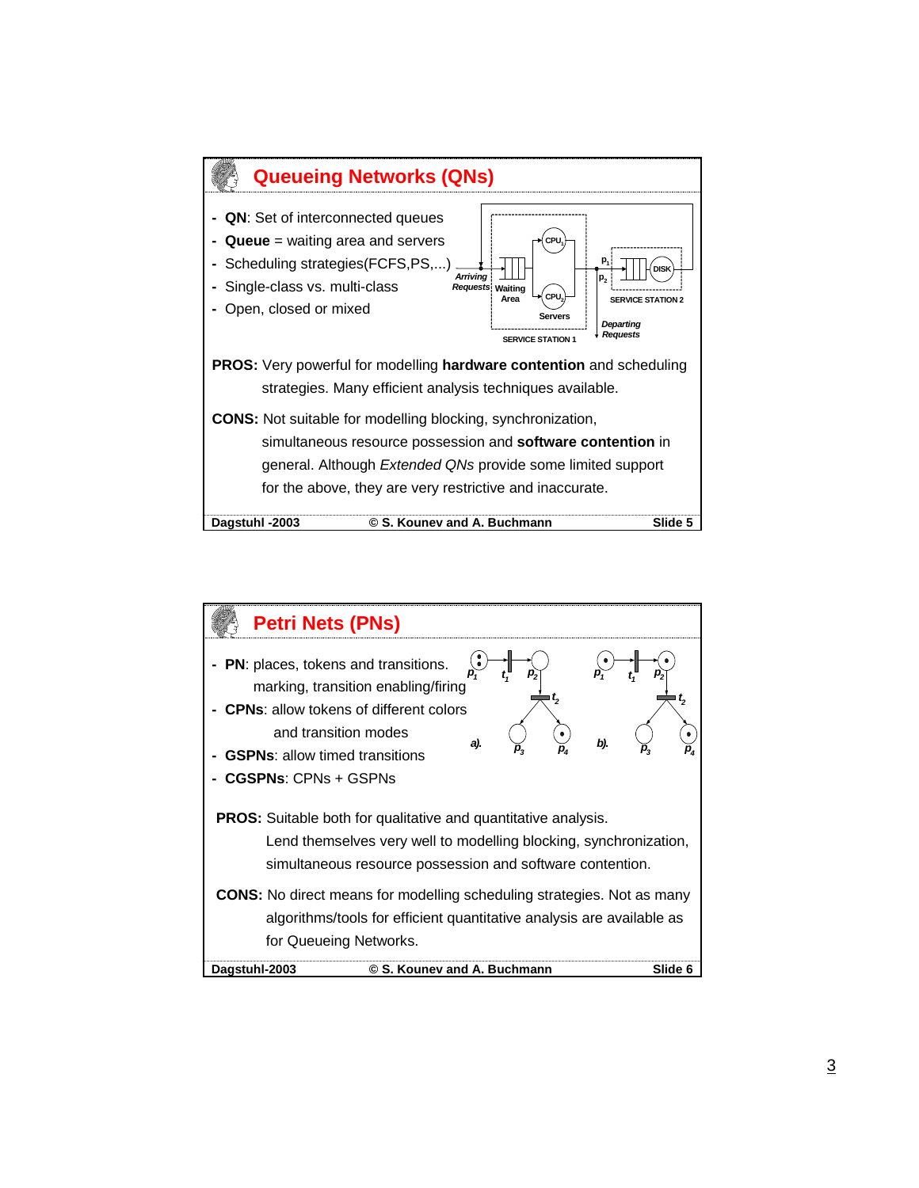## Queueing Networks (QNs)

- **QN**: Set of interconnected queues
- **Queue** = waiting area and servers
- Scheduling strategies(FCFS,PS,...)
- Single-class vs. multi-class
- Open, closed or mixed

**PROS:** Very powerful for modelling **hardware contention** and scheduling strategies. Many efficient analysis techniques available.

**CONS:** Not suitable for modelling blocking, synchronization, simultaneous resource possession and **software contention** in general. Although *Extended QNs* provide some limited support for the above, they are very restrictive and inaccurate.

Dagstuhl -2003 © S. Kounev and A. Buchmann Slide 5

## Petri Nets (PNs)

- **PN**: places, tokens and transitions. marking, transition enabling/firing
- **CPNs**: allow tokens of different colors and transition modes
- **GSPNs**: allow timed transitions
- **CGSPNs**: CPNs + GSPNs

**PROS:** Suitable both for qualitative and quantitative analysis. Lend themselves very well to modelling blocking, synchronization, simultaneous resource possession and software contention.

**CONS:** No direct means for modelling scheduling strategies. Not as many algorithms/tools for efficient quantitative analysis are available as for Queueing Networks.

Dagstuhl-2003 © S. Kounev and A. Buchmann Slide 6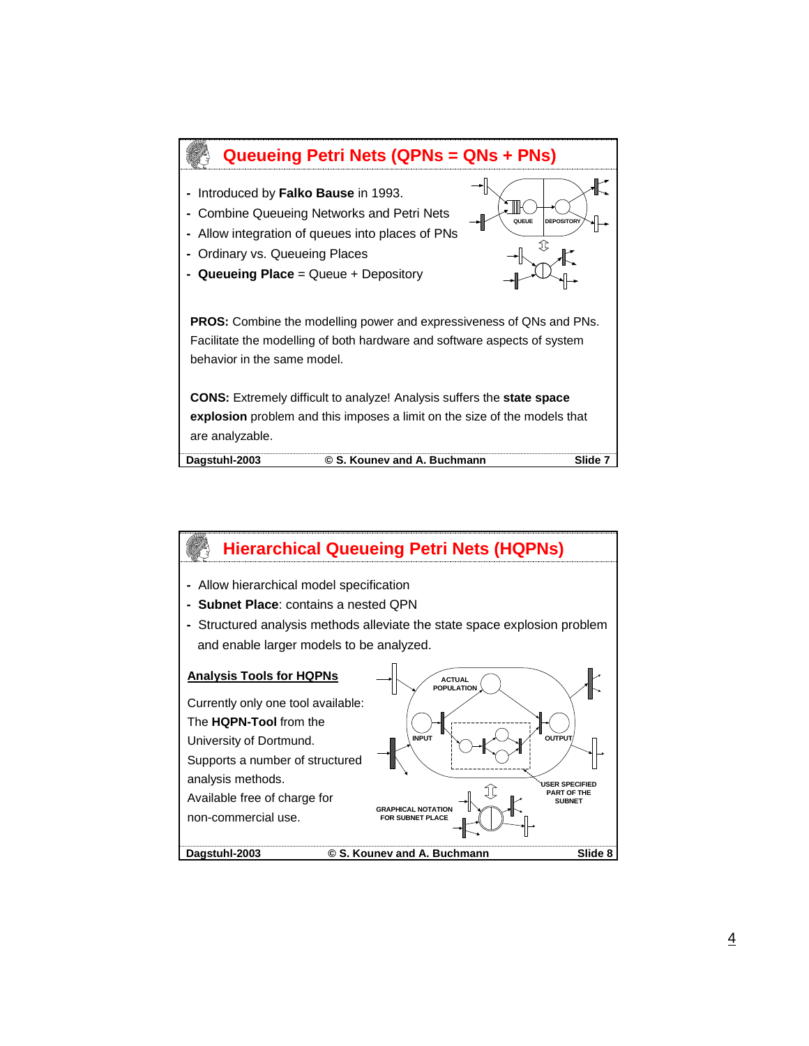## Queueing Petri Nets (QPNs = QNs + PNs)

- Introduced by **Falko Bause** in 1993.
- Combine Queueing Networks and Petri Nets
- Allow integration of queues into places of PNs
- Ordinary vs. Queueing Places
- **Queueing Place** = Queue + Depository

QUEUE DEPOSITORY

**PROS:** Combine the modelling power and expressiveness of QNs and PNs. Facilitate the modelling of both hardware and software aspects of system behavior in the same model.

**CONS:** Extremely difficult to analyze! Analysis suffers the **state space explosion** problem and this imposes a limit on the size of the models that are analyzable.

Dagstuhl-2003 © S. Kounev and A. Buchmann Slide 7

## Hierarchical Queueing Petri Nets (HQPNs)

- Allow hierarchical model specification
- **Subnet Place**: contains a nested QPN
- Structured analysis methods alleviate the state space explosion problem and enable larger models to be analyzed.

<u>**Analysis Tools for HQPNs**</u>

Currently only one tool available: The **HQPN-Tool** from the University of Dortmund. Supports a number of structured analysis methods. Available free of charge for non-commercial use.

ACTUAL POPULATION

INPUT

OUTPUT

USER SPECIFIED PART OF THE SUBNET

GRAPHICAL NOTATION FOR SUBNET PLACE

Dagstuhl-2003 © S. Kounev and A. Buchmann Slide 8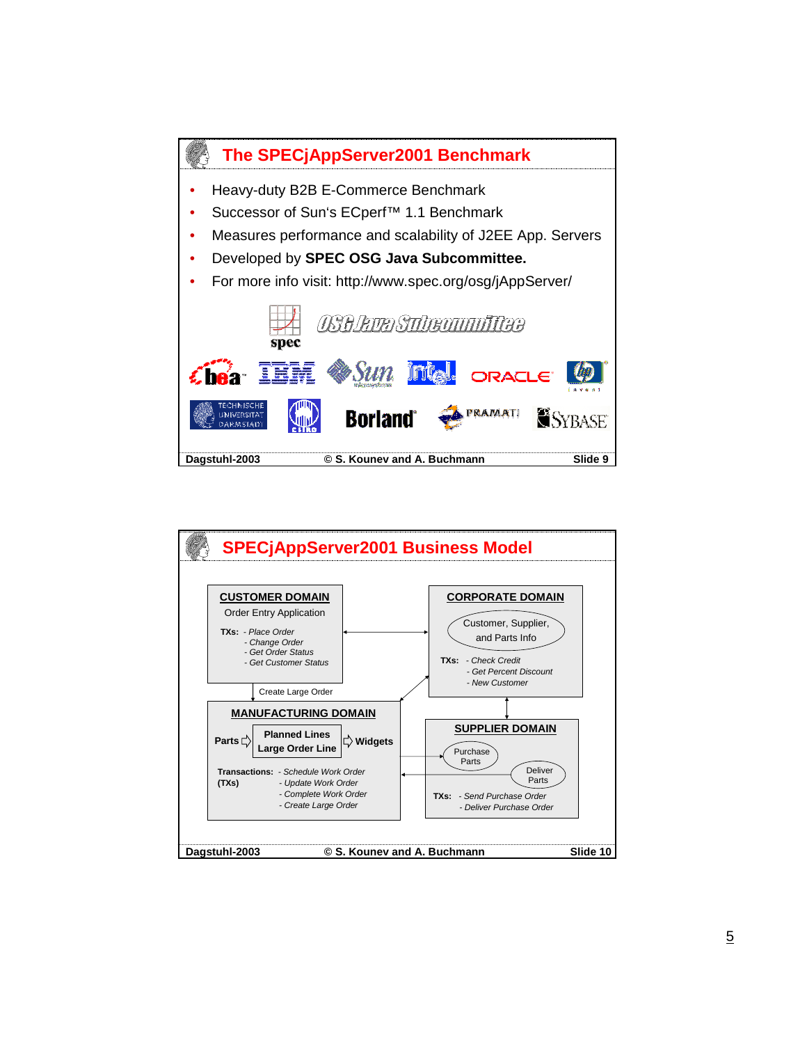## The SPECjAppServer2001 Benchmark

- Heavy-duty B2B E-Commerce Benchmark
- Successor of Sun's ECperf™ 1.1 Benchmark
- Measures performance and scalability of J2EE App. Servers
- Developed by **SPEC OSG Java Subcommittee.**
- For more info visit: http://www.spec.org/osg/jAppServer/

spec — OSG Java Subcommittee

bea, IBM, Sun, intel, ORACLE, hp, Technische Universität Darmstadt, Borland, PRAMATI, SYBASE

## SPECjAppServer2001 Business Model

**CUSTOMER DOMAIN**

Order Entry Application

**TXs:**
- *Place Order*
- *Change Order*
- *Get Order Status*
- *Get Customer Status*

**CORPORATE DOMAIN**

Customer, Supplier, and Parts Info

**TXs:**
- *Check Credit*
- *Get Percent Discount*
- *New Customer*

Create Large Order

**MANUFACTURING DOMAIN**

Parts ⇨ Planned Lines / Large Order Line ⇨ Widgets

**Transactions: (TXs)**
- *Schedule Work Order*
- *Update Work Order*
- *Complete Work Order*
- *Create Large Order*

**SUPPLIER DOMAIN**

Purchase Parts

Deliver Parts

**TXs:**
- *Send Purchase Order*
- *Deliver Purchase Order*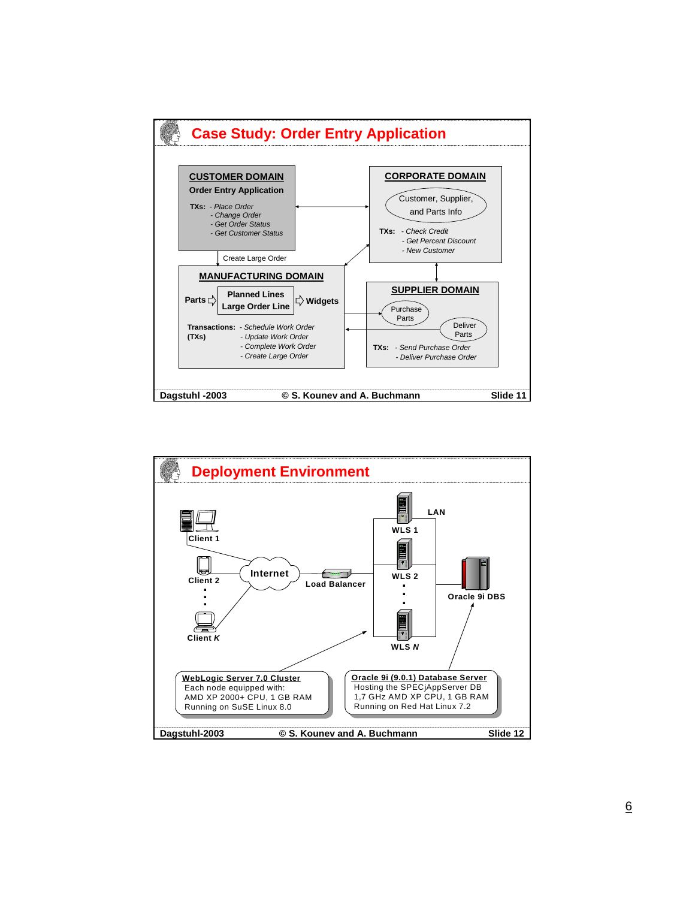## Case Study: Order Entry Application

**CUSTOMER DOMAIN**

**Order Entry Application**

TXs:
- *Place Order*
- *Change Order*
- *Get Order Status*
- *Get Customer Status*

**CORPORATE DOMAIN**

Customer, Supplier, and Parts Info

TXs:
- *Check Credit*
- *Get Percent Discount*
- *New Customer*

Create Large Order

**MANUFACTURING DOMAIN**

Parts ⇨ Planned Lines / Large Order Line ⇨ Widgets

Transactions: (TXs)
- *Schedule Work Order*
- *Update Work Order*
- *Complete Work Order*
- *Create Large Order*

**SUPPLIER DOMAIN**

Purchase Parts

Deliver Parts

TXs:
- *Send Purchase Order*
- *Deliver Purchase Order*

## Deployment Environment

Client 1, Client 2, ..., Client *K* — Internet — Load Balancer — WLS 1, WLS 2, ..., WLS *N* (LAN) — Oracle 9i DBS

**WebLogic Server 7.0 Cluster**
Each node equipped with:
AMD XP 2000+ CPU, 1 GB RAM
Running on SuSE Linux 8.0

**Oracle 9i (9.0.1) Database Server**
Hosting the SPECjAppServer DB
1,7 GHz AMD XP CPU, 1 GB RAM
Running on Red Hat Linux 7.2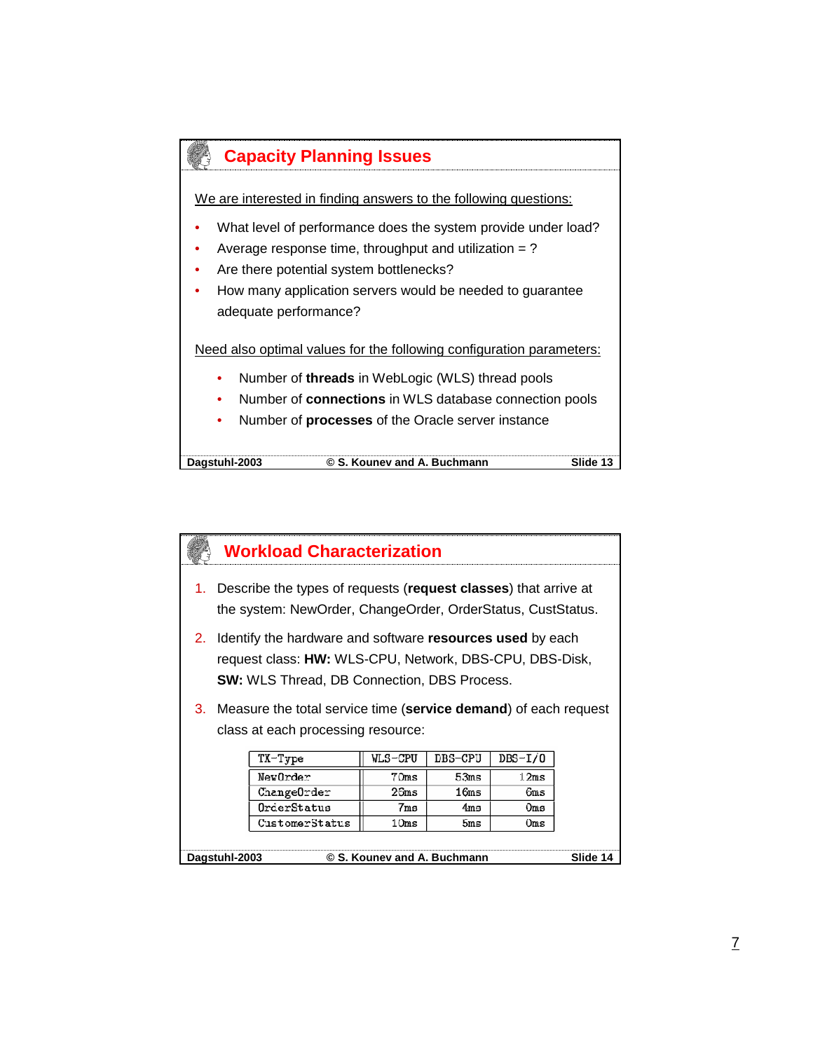## Capacity Planning Issues

We are interested in finding answers to the following questions:

- What level of performance does the system provide under load?
- Average response time, throughput and utilization = ?
- Are there potential system bottlenecks?
- How many application servers would be needed to guarantee adequate performance?

Need also optimal values for the following configuration parameters:

- Number of **threads** in WebLogic (WLS) thread pools
- Number of **connections** in WLS database connection pools
- Number of **processes** of the Oracle server instance

## Workload Characterization

1. Describe the types of requests (**request classes**) that arrive at the system: NewOrder, ChangeOrder, OrderStatus, CustStatus.
2. Identify the hardware and software **resources used** by each request class: **HW:** WLS-CPU, Network, DBS-CPU, DBS-Disk, **SW:** WLS Thread, DB Connection, DBS Process.
3. Measure the total service time (**service demand**) of each request class at each processing resource:

| TX-Type | WLS-CPU | DBS-CPU | DBS-I/O |
|---|---|---|---|
| NewOrder | 70ms | 53ms | 12ms |
| ChangeOrder | 25ms | 16ms | 6ms |
| OrderStatus | 7ms | 4ms | 0ms |
| CustomerStatus | 10ms | 5ms | 0ms |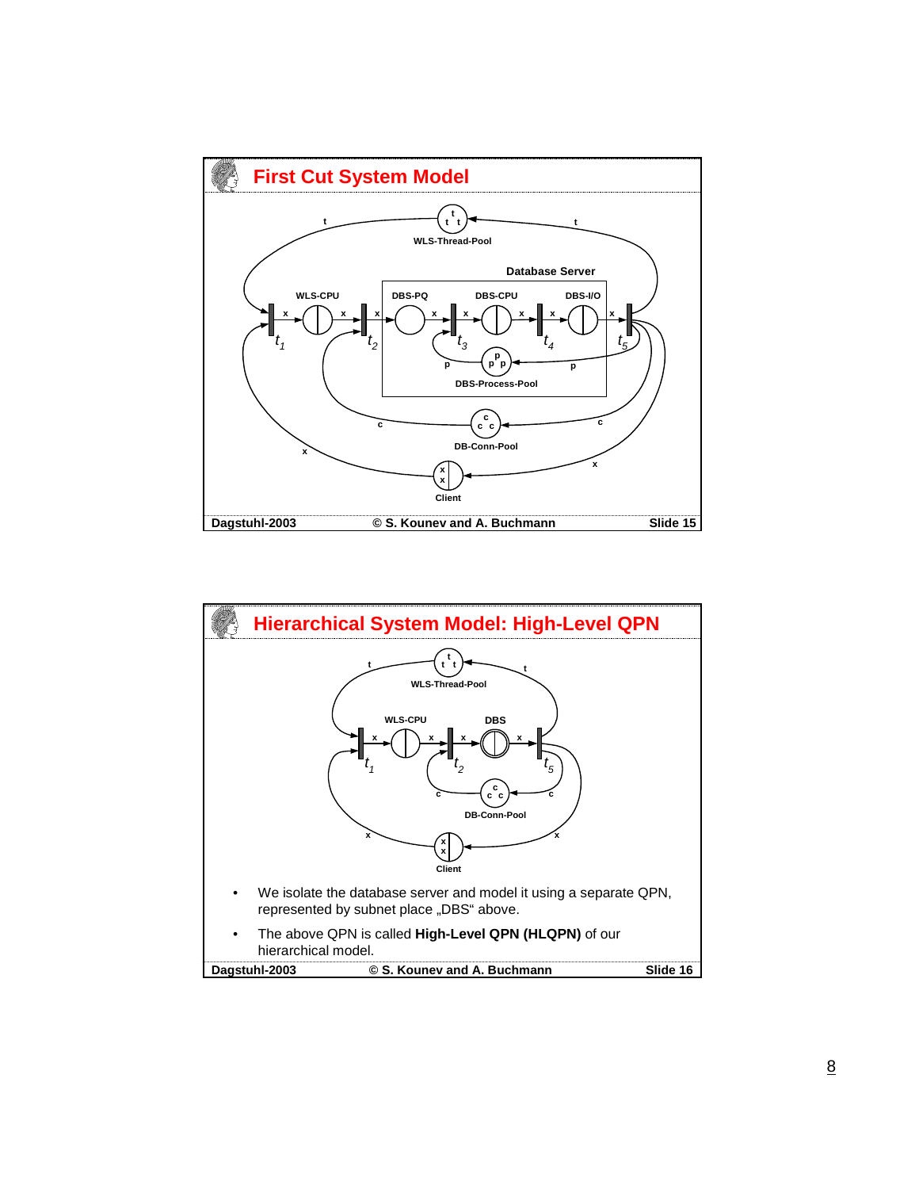## First Cut System Model

t t t
WLS-Thread-Pool

Database Server

WLS-CPU, DBS-PQ, DBS-CPU, DBS-I/O

$t_1$, $t_2$, $t_3$, $t_4$, $t_5$

DBS-Process-Pool

DB-Conn-Pool

Client

## Hierarchical System Model: High-Level QPN

WLS-Thread-Pool

WLS-CPU, DBS

$t_1$, $t_2$, $t_5$

DB-Conn-Pool

Client

- We isolate the database server and model it using a separate QPN, represented by subnet place „DBS“ above.
- The above QPN is called **High-Level QPN (HLQPN)** of our hierarchical model.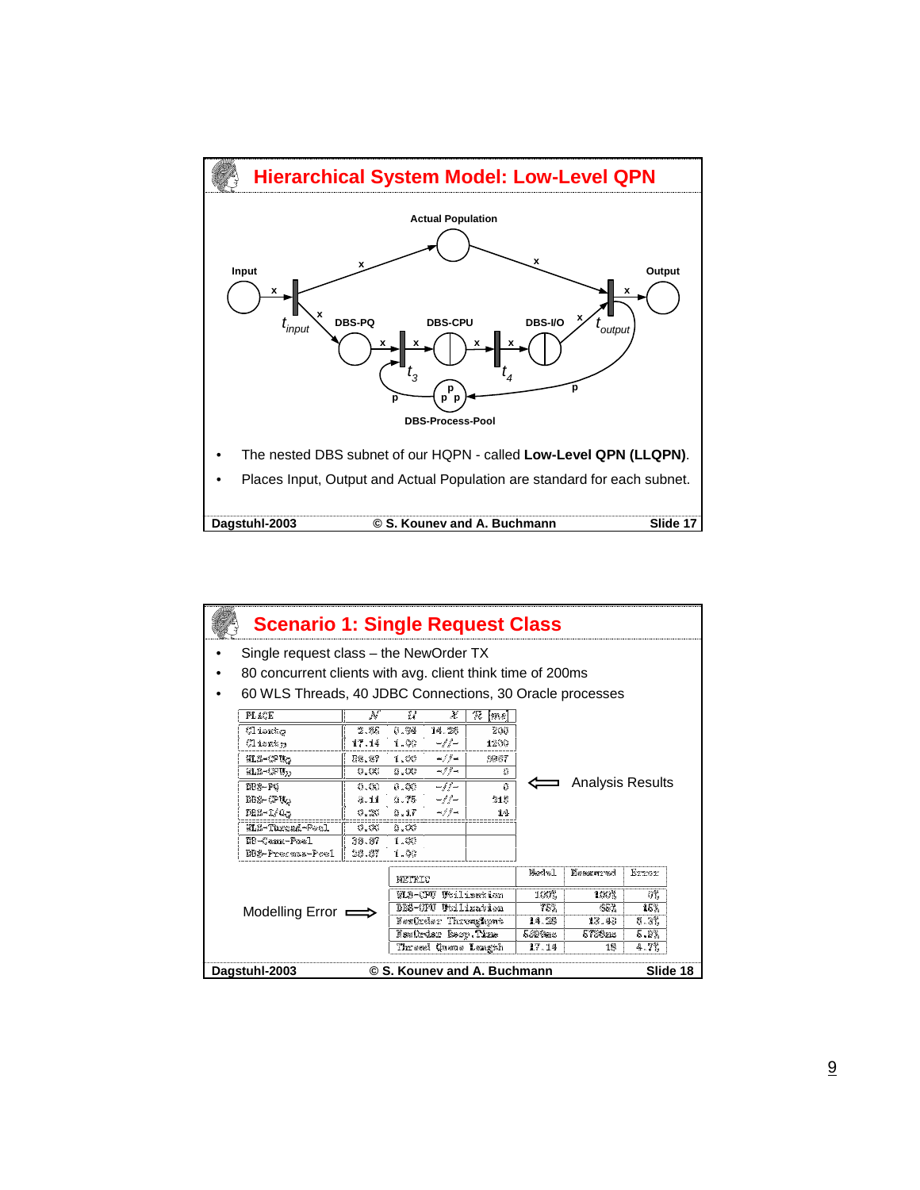## Hierarchical System Model: Low-Level QPN

Actual Population

Input — x — $t_{input}$ — x — DBS-PQ — x — $t_3$ — x — DBS-CPU — x — $t_4$ — x — DBS-I/O — x — $t_{output}$ — x — Output

DBS-Process-Pool

- The nested DBS subnet of our HQPN - called **Low-Level QPN (LLQPN)**.
- Places Input, Output and Actual Population are standard for each subnet.

Dagstuhl-2003 © S. Kounev and A. Buchmann Slide 17

## Scenario 1: Single Request Class

- Single request class – the NewOrder TX
- 80 concurrent clients with avg. client think time of 200ms
- 60 WLS Threads, 40 JDBC Connections, 30 Oracle processes

| PLACE | $\mathcal{N}$ | $\mathcal{U}$ | $\mathcal{X}$ | $\mathcal{R}$ [ms] |
|---|---|---|---|---|
| $Client_Q$ | 2.85 | 0.98 | 14.25 | 200 |
| $Client_D$ | 17.14 | 1.00 | -//- | 1200 |
| $WLS\text{-}CPU_Q$ | 59.97 | 1.00 | -//- | 5987 |
| $WLS\text{-}CPU_D$ | 0.00 | 0.00 | -//- | 0 |
| DBS-PQ | 0.00 | 0.00 | -//- | 0 |
| $DBS\text{-}CPU_Q$ | 3.11 | 0.75 | -//- | 218 |
| $DBS\text{-}I/O_Q$ | 0.20 | 0.17 | -//- | 14 |
| WLS-Thread-Pool | 0.00 | 0.00 | | |
| DB-Conn-Pool | 38.87 | 1.00 | | |
| DBS-Process-Pool | 28.87 | 1.00 | | |

⟸ Analysis Results

Modelling Error ⟹

| METRIC | Model | Measured | Error |
|---|---|---|---|
| WLS-CPU Utilization | 100% | 100% | 0% |
| DBS-CPU Utilization | 75% | 65% | 15% |
| NewOrder Throughput | 14.25 | 13.45 | 5.3% |
| NewOrder Resp.Time | 5600ms | 5750ms | 5.2% |
| Thread Queue Length | 17.14 | 18 | 4.7% |

Dagstuhl-2003 © S. Kounev and A. Buchmann Slide 18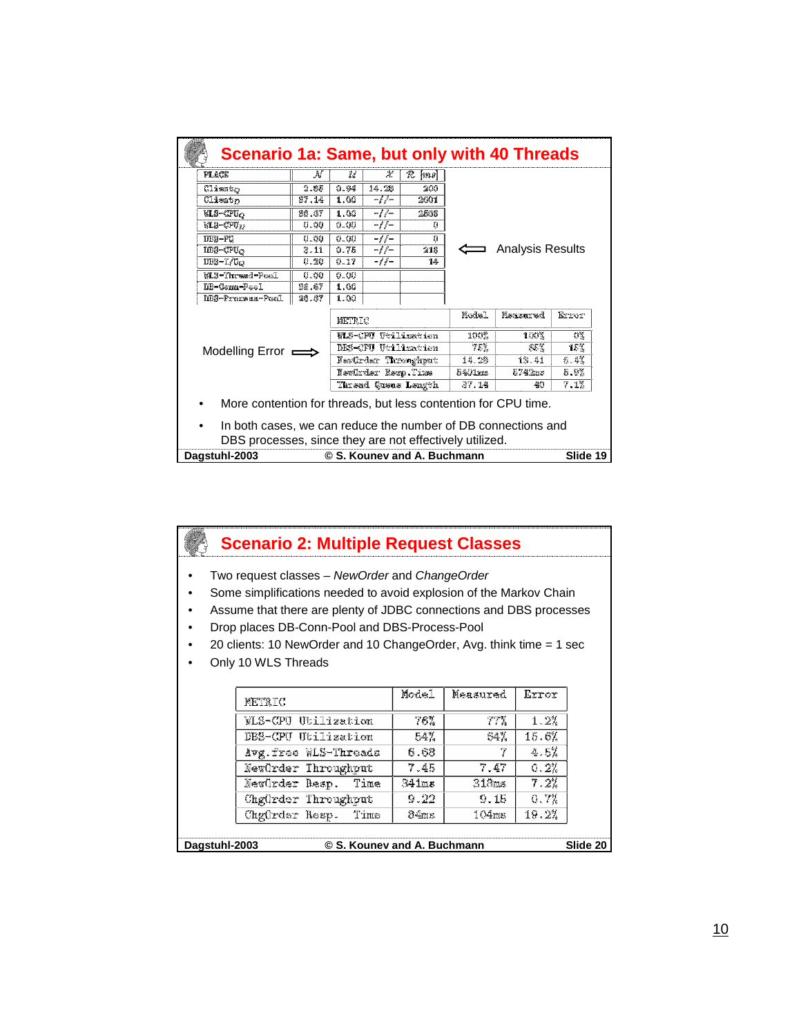## Scenario 1a: Same, but only with 40 Threads

| PLACE | $\bar{N}$ | $\bar{U}$ | $\bar{X}$ | $\bar{R}$ [ms] |
|---|---|---|---|---|
| $Client_Q$ | 3.85 | 0.94 | 14.28 | 200 |
| $Client_D$ | 37.14 | 1.00 | -//- | 2601 |
| $WLS\text{-}CPU_Q$ | 36.37 | 1.00 | -//- | 2538 |
| $WLS\text{-}CPU_D$ | 0.00 | 0.00 | -//- | 0 |
| DBS-PQ | 0.00 | 0.00 | -//- | 0 |
| $DBS\text{-}CPU_Q$ | 3.11 | 0.75 | -//- | 218 |
| $DBS\text{-}I/O_Q$ | 0.20 | 0.17 | -//- | 14 |
| WLS-Thread-Pool | 0.00 | 0.00 | | |
| DB-Conn-Pool | 36.67 | 1.00 | | |
| DBS-Process-Pool | 36.87 | 1.00 | | |

⟸ Analysis Results

Modelling Error ⟹

| METRIC | Model | Measured | Error |
|---|---|---|---|
| WLS-CPU Utilization | 100% | 100% | 0% |
| DBS-CPU Utilization | 75% | 65% | 15% |
| NewOrder Throughput | 14.28 | 13.41 | 6.4% |
| NewOrder Resp.Time | 5401ms | 5742ms | 5.9% |
| Thread Queue Length | 37.14 | 40 | 7.1% |

- More contention for threads, but less contention for CPU time.
- In both cases, we can reduce the number of DB connections and DBS processes, since they are not effectively utilized.

## Scenario 2: Multiple Request Classes

- Two request classes – *NewOrder* and *ChangeOrder*
- Some simplifications needed to avoid explosion of the Markov Chain
- Assume that there are plenty of JDBC connections and DBS processes
- Drop places DB-Conn-Pool and DBS-Process-Pool
- 20 clients: 10 NewOrder and 10 ChangeOrder, Avg. think time = 1 sec
- Only 10 WLS Threads

| METRIC | Model | Measured | Error |
|---|---|---|---|
| WLS-CPU Utilization | 76% | 77% | 1.2% |
| DBS-CPU Utilization | 54% | 64% | 15.6% |
| Avg.free WLS-Threads | 6.68 | 7 | 4.5% |
| NewOrder Throughput | 7.45 | 7.47 | 0.2% |
| NewOrder Resp. Time | 341ms | 318ms | 7.2% |
| ChgOrder Throughput | 9.22 | 9.15 | 0.7% |
| ChgOrder Resp. Time | 84ms | 104ms | 19.2% |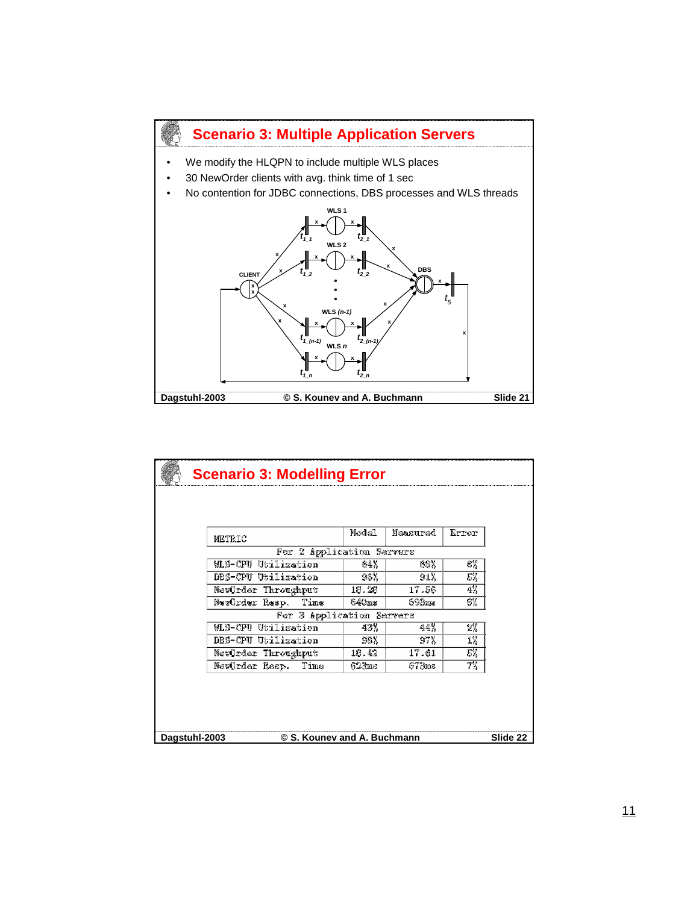## Scenario 3: Multiple Application Servers

- We modify the HLQPN to include multiple WLS places
- 30 NewOrder clients with avg. think time of 1 sec
- No contention for JDBC connections, DBS processes and WLS threads

## Scenario 3: Modelling Error

| METRIC | Model | Measured | Error |
|---|---|---|---|
| For 2 Application Servers | | | |
| WLS-CPU Utilization | 84% | 88% | 8% |
| DBS-CPU Utilization | 96% | 91% | 5% |
| NewOrder Throughput | 18.28 | 17.56 | 4% |
| NewOrder Resp. Time | 640ms | 598ms | 9% |
| For 3 Application Servers | | | |
| WLS-CPU Utilization | 43% | 44% | 2% |
| DBS-CPU Utilization | 98% | 97% | 1% |
| NewOrder Throughput | 18.42 | 17.61 | 5% |
| NewOrder Resp. Time | 623ms | 673ms | 7% |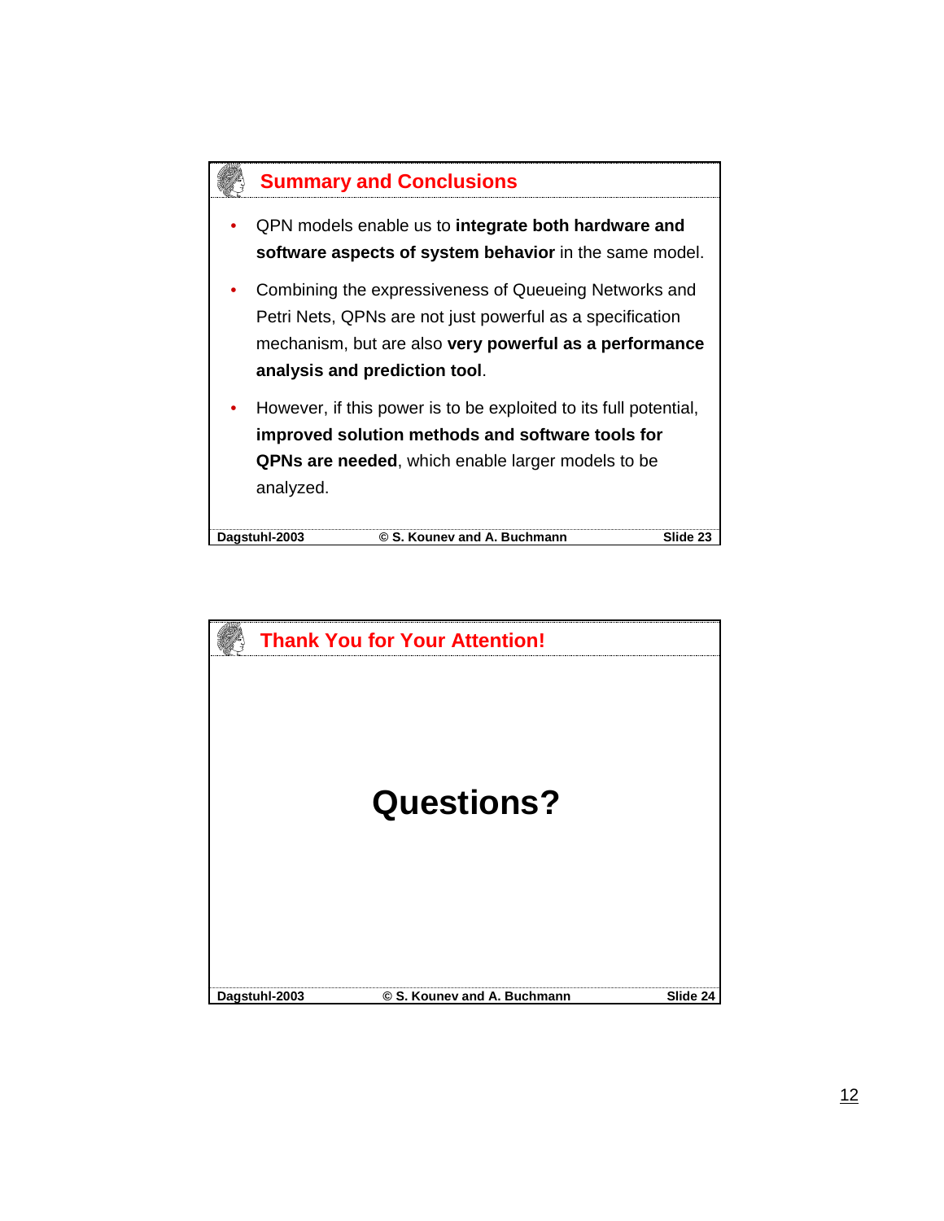## Summary and Conclusions

- QPN models enable us to **integrate both hardware and software aspects of system behavior** in the same model.
- Combining the expressiveness of Queueing Networks and Petri Nets, QPNs are not just powerful as a specification mechanism, but are also **very powerful as a performance analysis and prediction tool**.
- However, if this power is to be exploited to its full potential, **improved solution methods and software tools for QPNs are needed**, which enable larger models to be analyzed.

## Thank You for Your Attention!

# Questions?